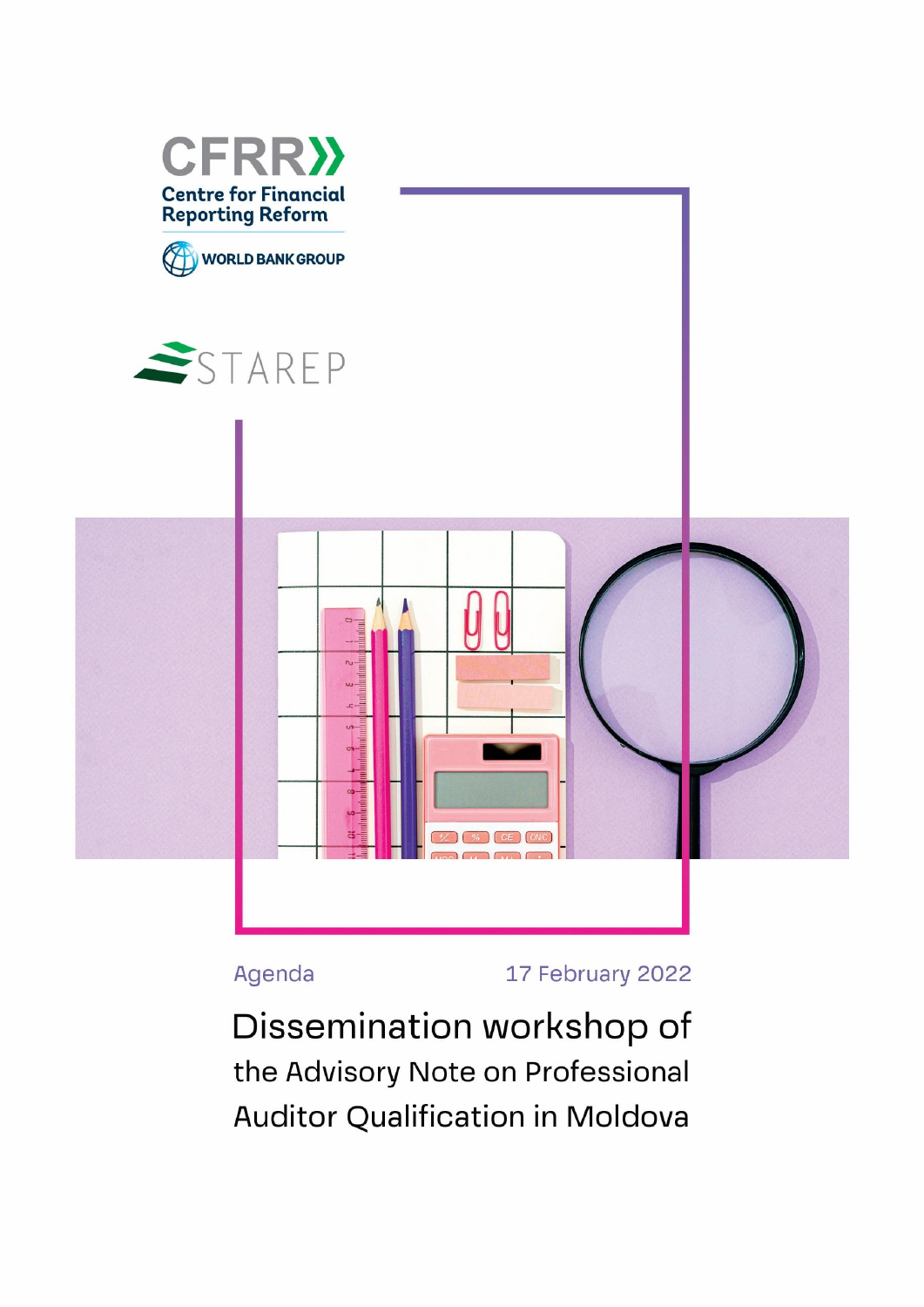CFRR

Centre for Financial Reporting Reform

WORLD BANK GROUP

STAREP

Agenda

17 February 2022

# Dissemination workshop of the Advisory Note on Professional Auditor Qualification in Moldova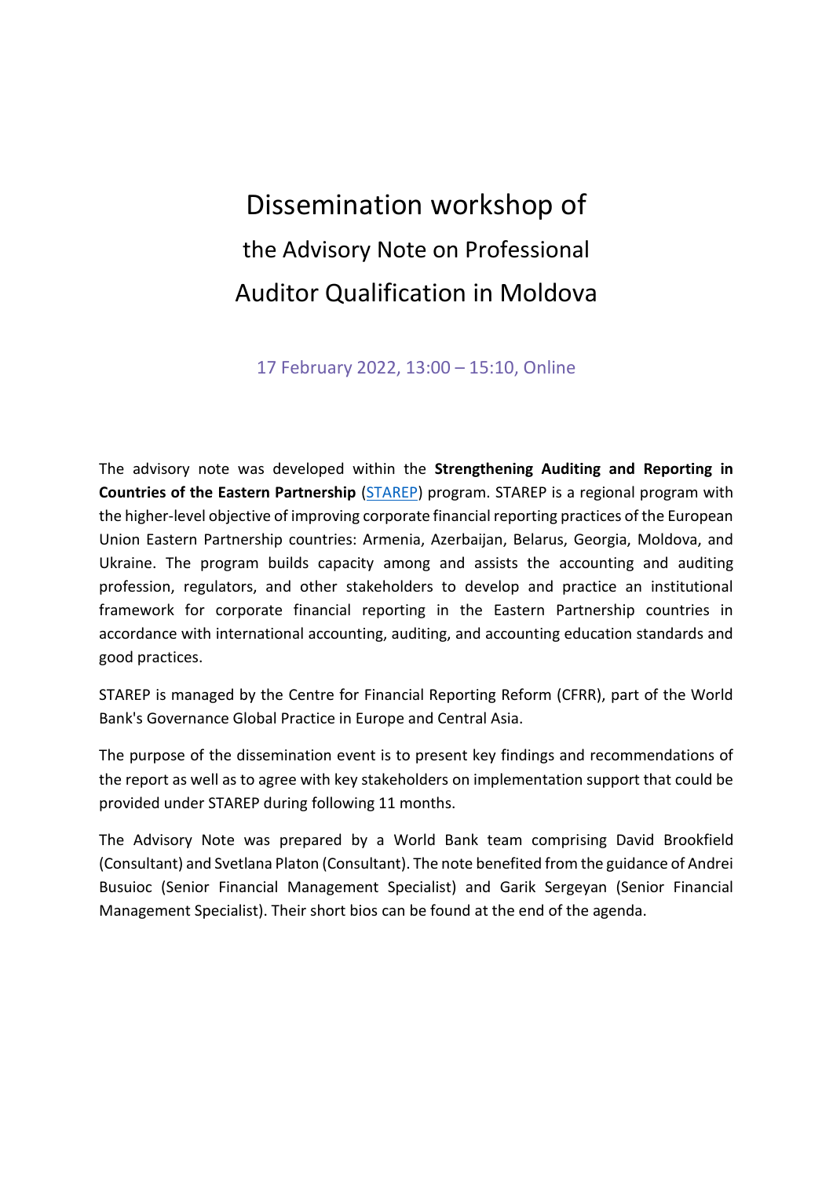# Dissemination workshop of

## the Advisory Note on Professional Auditor Qualification in Moldova

17 February 2022, 13:00 – 15:10, Online

The advisory note was developed within the **Strengthening Auditing and Reporting in Countries of the Eastern Partnership** (STAREP) program. STAREP is a regional program with the higher-level objective of improving corporate financial reporting practices of the European Union Eastern Partnership countries: Armenia, Azerbaijan, Belarus, Georgia, Moldova, and Ukraine. The program builds capacity among and assists the accounting and auditing profession, regulators, and other stakeholders to develop and practice an institutional framework for corporate financial reporting in the Eastern Partnership countries in accordance with international accounting, auditing, and accounting education standards and good practices.

STAREP is managed by the Centre for Financial Reporting Reform (CFRR), part of the World Bank's Governance Global Practice in Europe and Central Asia.

The purpose of the dissemination event is to present key findings and recommendations of the report as well as to agree with key stakeholders on implementation support that could be provided under STAREP during following 11 months.

The Advisory Note was prepared by a World Bank team comprising David Brookfield (Consultant) and Svetlana Platon (Consultant). The note benefited from the guidance of Andrei Busuioc (Senior Financial Management Specialist) and Garik Sergeyan (Senior Financial Management Specialist). Their short bios can be found at the end of the agenda.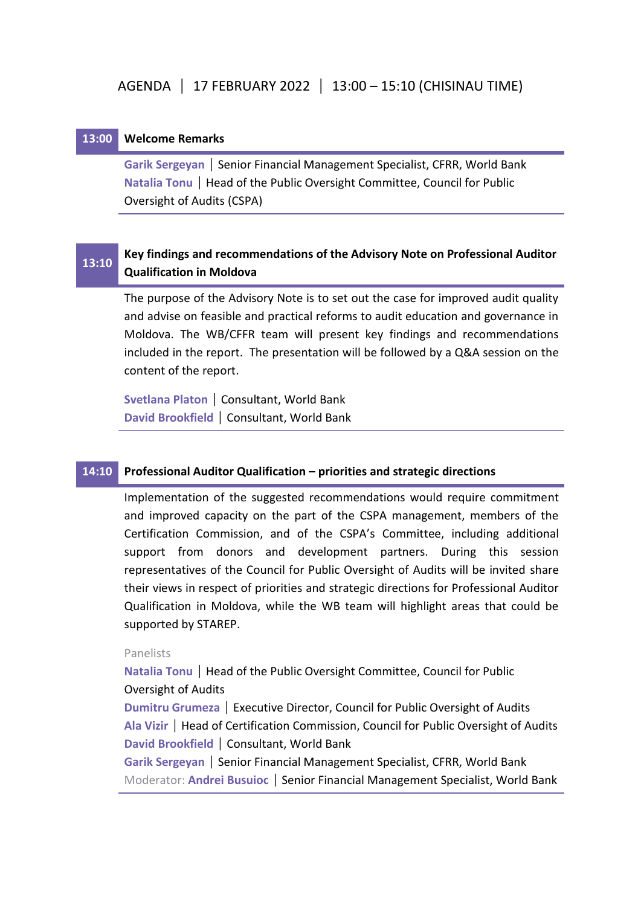AGENDA │ 17 FEBRUARY 2022 │ 13:00 – 15:10 (CHISINAU TIME)

## 13:00 Welcome Remarks

**Garik Sergeyan** │ Senior Financial Management Specialist, CFRR, World Bank
**Natalia Tonu** │ Head of the Public Oversight Committee, Council for Public Oversight of Audits (CSPA)

## 13:10 Key findings and recommendations of the Advisory Note on Professional Auditor Qualification in Moldova

The purpose of the Advisory Note is to set out the case for improved audit quality and advise on feasible and practical reforms to audit education and governance in Moldova. The WB/CFFR team will present key findings and recommendations included in the report. The presentation will be followed by a Q&A session on the content of the report.

**Svetlana Platon** │ Consultant, World Bank
**David Brookfield** │ Consultant, World Bank

## 14:10 Professional Auditor Qualification – priorities and strategic directions

Implementation of the suggested recommendations would require commitment and improved capacity on the part of the CSPA management, members of the Certification Commission, and of the CSPA's Committee, including additional support from donors and development partners. During this session representatives of the Council for Public Oversight of Audits will be invited share their views in respect of priorities and strategic directions for Professional Auditor Qualification in Moldova, while the WB team will highlight areas that could be supported by STAREP.

Panelists

**Natalia Tonu** │ Head of the Public Oversight Committee, Council for Public Oversight of Audits
**Dumitru Grumeza** │ Executive Director, Council for Public Oversight of Audits
**Ala Vizir** │ Head of Certification Commission, Council for Public Oversight of Audits
**David Brookfield** │ Consultant, World Bank
**Garik Sergeyan** │ Senior Financial Management Specialist, CFRR, World Bank
Moderator: **Andrei Busuioc** │ Senior Financial Management Specialist, World Bank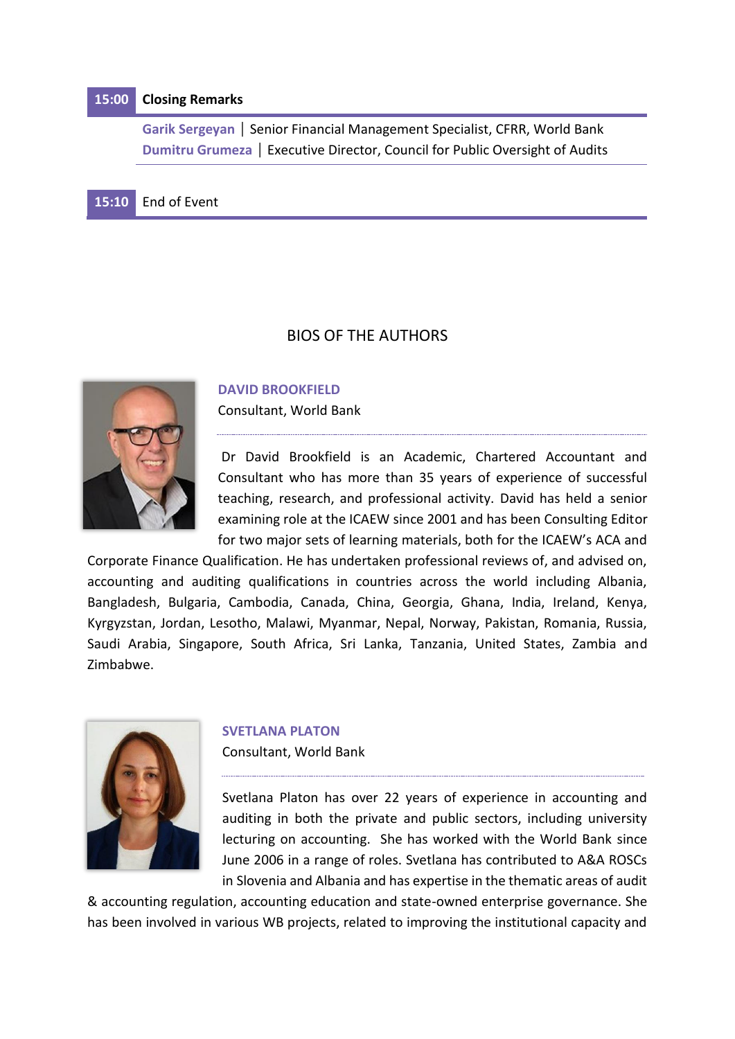| 15:00 | **Closing Remarks** |
|---|---|
| | **Garik Sergeyan** \| Senior Financial Management Specialist, CFRR, World Bank<br>**Dumitru Grumeza** \| Executive Director, Council for Public Oversight of Audits |
| 15:10 | End of Event |

## BIOS OF THE AUTHORS

### DAVID BROOKFIELD

Consultant, World Bank

Dr David Brookfield is an Academic, Chartered Accountant and Consultant who has more than 35 years of experience of successful teaching, research, and professional activity. David has held a senior examining role at the ICAEW since 2001 and has been Consulting Editor for two major sets of learning materials, both for the ICAEW's ACA and Corporate Finance Qualification. He has undertaken professional reviews of, and advised on, accounting and auditing qualifications in countries across the world including Albania, Bangladesh, Bulgaria, Cambodia, Canada, China, Georgia, Ghana, India, Ireland, Kenya, Kyrgyzstan, Jordan, Lesotho, Malawi, Myanmar, Nepal, Norway, Pakistan, Romania, Russia, Saudi Arabia, Singapore, South Africa, Sri Lanka, Tanzania, United States, Zambia and Zimbabwe.

### SVETLANA PLATON

Consultant, World Bank

Svetlana Platon has over 22 years of experience in accounting and auditing in both the private and public sectors, including university lecturing on accounting. She has worked with the World Bank since June 2006 in a range of roles. Svetlana has contributed to A&A ROSCs in Slovenia and Albania and has expertise in the thematic areas of audit & accounting regulation, accounting education and state-owned enterprise governance. She has been involved in various WB projects, related to improving the institutional capacity and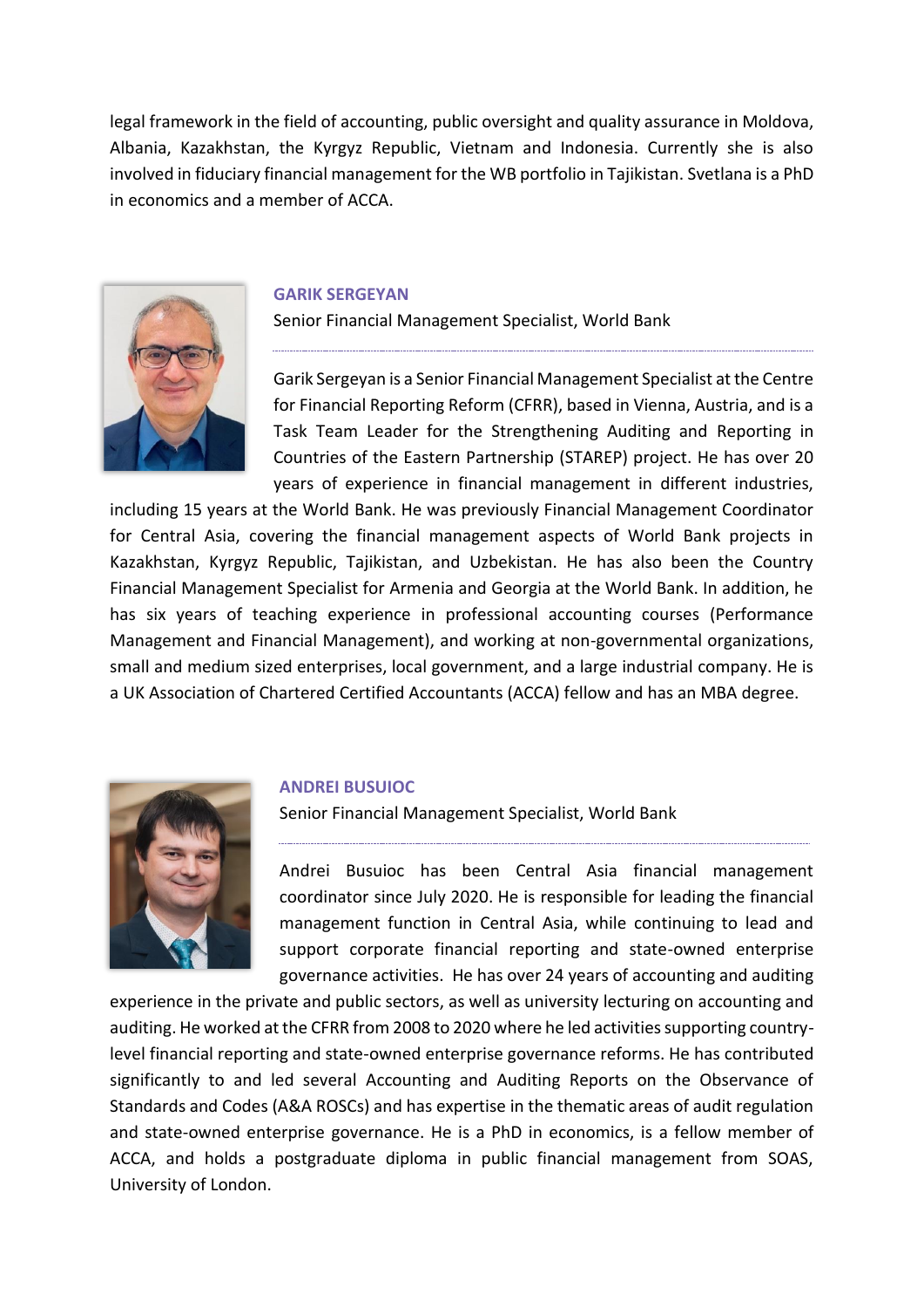legal framework in the field of accounting, public oversight and quality assurance in Moldova, Albania, Kazakhstan, the Kyrgyz Republic, Vietnam and Indonesia. Currently she is also involved in fiduciary financial management for the WB portfolio in Tajikistan. Svetlana is a PhD in economics and a member of ACCA.

### GARIK SERGEYAN

Senior Financial Management Specialist, World Bank

Garik Sergeyan is a Senior Financial Management Specialist at the Centre for Financial Reporting Reform (CFRR), based in Vienna, Austria, and is a Task Team Leader for the Strengthening Auditing and Reporting in Countries of the Eastern Partnership (STAREP) project. He has over 20 years of experience in financial management in different industries, including 15 years at the World Bank. He was previously Financial Management Coordinator for Central Asia, covering the financial management aspects of World Bank projects in Kazakhstan, Kyrgyz Republic, Tajikistan, and Uzbekistan. He has also been the Country Financial Management Specialist for Armenia and Georgia at the World Bank. In addition, he has six years of teaching experience in professional accounting courses (Performance Management and Financial Management), and working at non-governmental organizations, small and medium sized enterprises, local government, and a large industrial company. He is a UK Association of Chartered Certified Accountants (ACCA) fellow and has an MBA degree.

### ANDREI BUSUIOC

Senior Financial Management Specialist, World Bank

Andrei Busuioc has been Central Asia financial management coordinator since July 2020. He is responsible for leading the financial management function in Central Asia, while continuing to lead and support corporate financial reporting and state-owned enterprise governance activities. He has over 24 years of accounting and auditing experience in the private and public sectors, as well as university lecturing on accounting and auditing. He worked at the CFRR from 2008 to 2020 where he led activities supporting country-level financial reporting and state-owned enterprise governance reforms. He has contributed significantly to and led several Accounting and Auditing Reports on the Observance of Standards and Codes (A&A ROSCs) and has expertise in the thematic areas of audit regulation and state-owned enterprise governance. He is a PhD in economics, is a fellow member of ACCA, and holds a postgraduate diploma in public financial management from SOAS, University of London.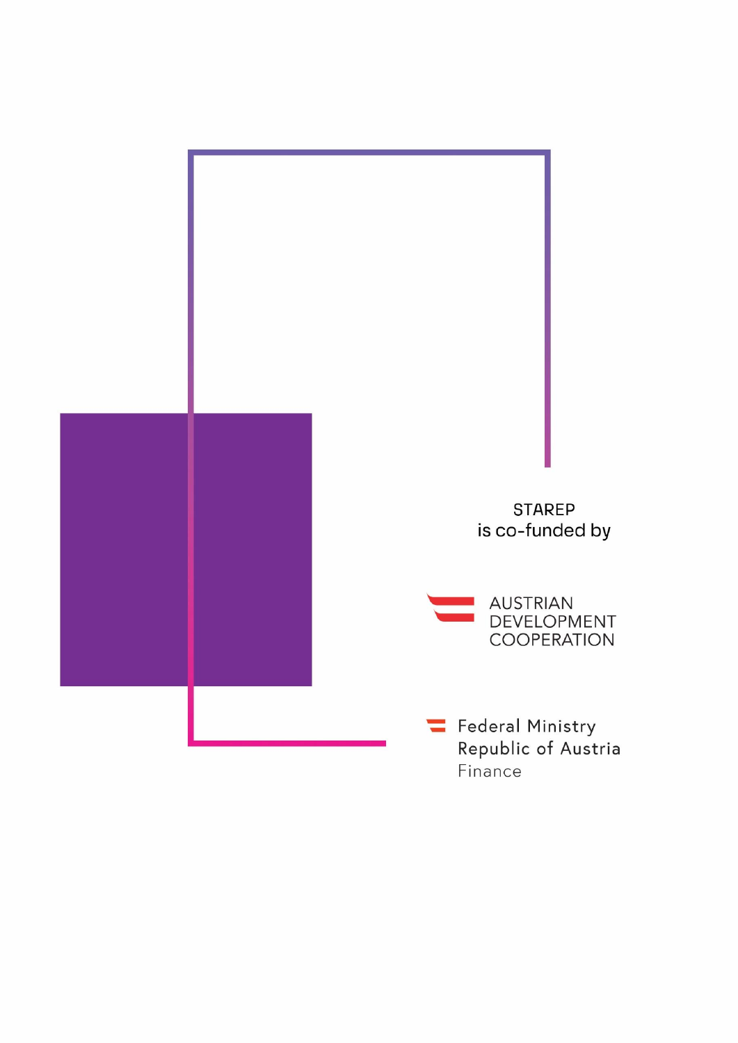STAREP
is co-funded by

AUSTRIAN
DEVELOPMENT
COOPERATION

Federal Ministry
Republic of Austria
Finance